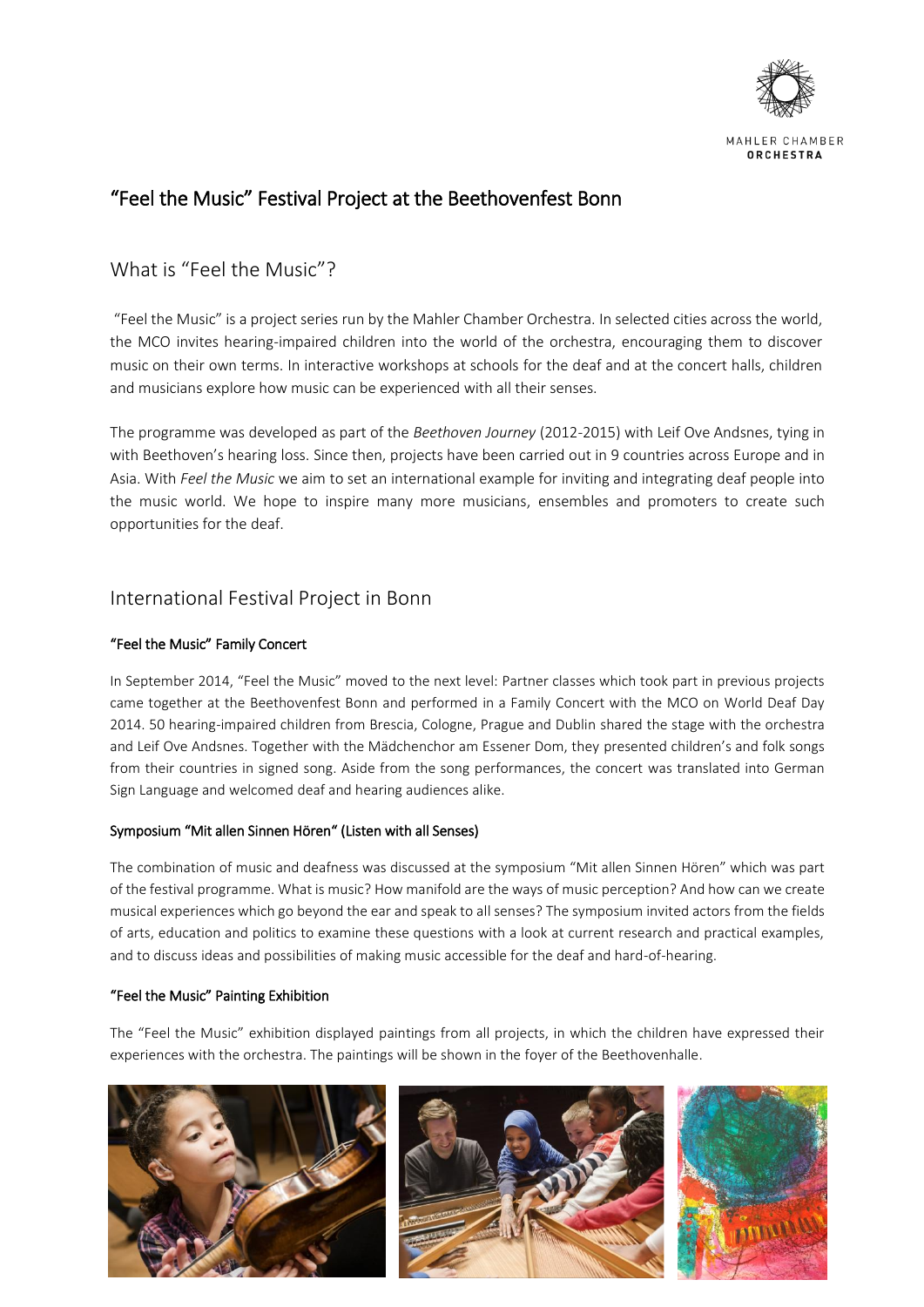# "Feel the Music" Festival Project at the Beethovenfest Bonn

## What is "Feel the Music"?

"Feel the Music" is a project series run by the Mahler Chamber Orchestra. In selected cities across the world, the MCO invites hearing-impaired children into the world of the orchestra, encouraging them to discover music on their own terms. In interactive workshops at schools for the deaf and at the concert halls, children and musicians explore how music can be experienced with all their senses.

The programme was developed as part of the *Beethoven Journey* (2012-2015) with Leif Ove Andsnes, tying in with Beethoven's hearing loss. Since then, projects have been carried out in 9 countries across Europe and in Asia. With *Feel the Music* we aim to set an international example for inviting and integrating deaf people into the music world. We hope to inspire many more musicians, ensembles and promoters to create such opportunities for the deaf.

## International Festival Project in Bonn

### "Feel the Music" Family Concert

In September 2014, "Feel the Music" moved to the next level: Partner classes which took part in previous projects came together at the Beethovenfest Bonn and performed in a Family Concert with the MCO on World Deaf Day 2014. 50 hearing-impaired children from Brescia, Cologne, Prague and Dublin shared the stage with the orchestra and Leif Ove Andsnes. Together with the Mädchenchor am Essener Dom, they presented children's and folk songs from their countries in signed song. Aside from the song performances, the concert was translated into German Sign Language and welcomed deaf and hearing audiences alike.

### Symposium "Mit allen Sinnen Hören" (Listen with all Senses)

The combination of music and deafness was discussed at the symposium "Mit allen Sinnen Hören" which was part of the festival programme. What is music? How manifold are the ways of music perception? And how can we create musical experiences which go beyond the ear and speak to all senses? The symposium invited actors from the fields of arts, education and politics to examine these questions with a look at current research and practical examples, and to discuss ideas and possibilities of making music accessible for the deaf and hard-of-hearing.

### "Feel the Music" Painting Exhibition

The "Feel the Music" exhibition displayed paintings from all projects, in which the children have expressed their experiences with the orchestra. The paintings will be shown in the foyer of the Beethovenhalle.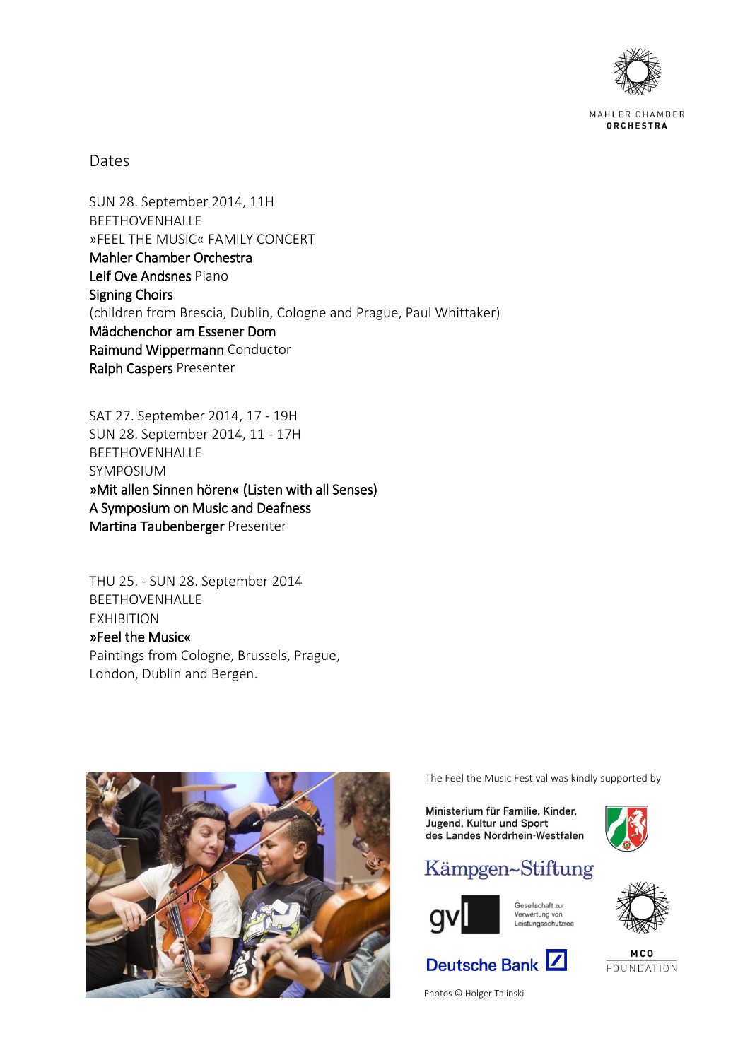## Dates

SUN 28. September 2014, 11H
BEETHOVENHALLE
»FEEL THE MUSIC« FAMILY CONCERT
**Mahler Chamber Orchestra**
**Leif Ove Andsnes** Piano
**Signing Choirs**
(children from Brescia, Dublin, Cologne and Prague, Paul Whittaker)
**Mädchenchor am Essener Dom**
**Raimund Wippermann** Conductor
**Ralph Caspers** Presenter

SAT 27. September 2014, 17 - 19H
SUN 28. September 2014, 11 - 17H
BEETHOVENHALLE
SYMPOSIUM
**»Mit allen Sinnen hören« (Listen with all Senses)**
**A Symposium on Music and Deafness**
**Martina Taubenberger** Presenter

THU 25. - SUN 28. September 2014
BEETHOVENHALLE
EXHIBITION
**»Feel the Music«**
Paintings from Cologne, Brussels, Prague,
London, Dublin and Bergen.

The Feel the Music Festival was kindly supported by

Ministerium für Familie, Kinder, Jugend, Kultur und Sport des Landes Nordrhein-Westfalen

Kämpgen-Stiftung

gvl Gesellschaft zur Verwertung von Leistungsschutzrec

Deutsche Bank

MCO FOUNDATION

Photos © Holger Talinski